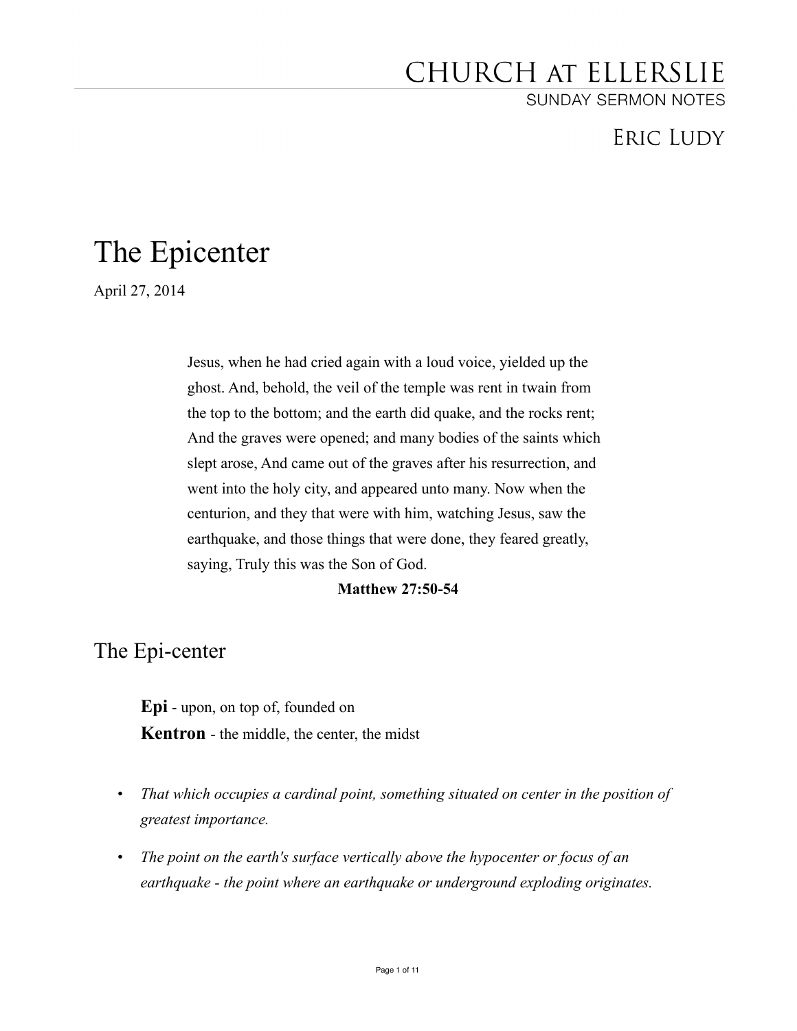# CHURCH AT ELLERSLIE

SUNDAY SERMON NOTES

## Eric Ludy

# The Epicenter

April 27, 2014

> Jesus, when he had cried again with a loud voice, yielded up the ghost. And, behold, the veil of the temple was rent in twain from the top to the bottom; and the earth did quake, and the rocks rent; And the graves were opened; and many bodies of the saints which slept arose, And came out of the graves after his resurrection, and went into the holy city, and appeared unto many. Now when the centurion, and they that were with him, watching Jesus, saw the earthquake, and those things that were done, they feared greatly, saying, Truly this was the Son of God.
>
> **Matthew 27:50-54**

## The Epi-center

**Epi** - upon, on top of, founded on

**Kentron** - the middle, the center, the midst

- *That which occupies a cardinal point, something situated on center in the position of greatest importance.*
- *The point on the earth's surface vertically above the hypocenter or focus of an earthquake - the point where an earthquake or underground exploding originates.*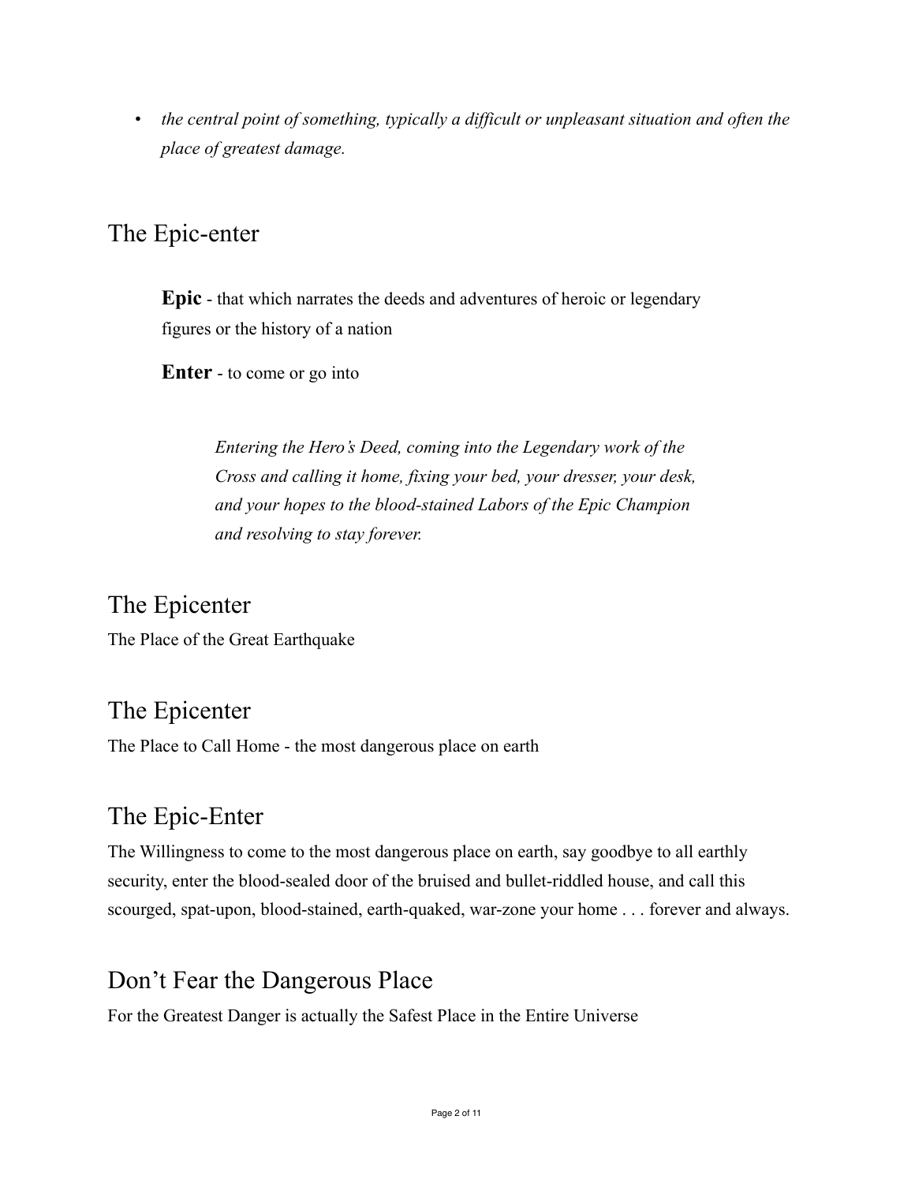- *the central point of something, typically a difficult or unpleasant situation and often the place of greatest damage.*

## The Epic-enter

> **Epic** - that which narrates the deeds and adventures of heroic or legendary figures or the history of a nation
>
> **Enter** - to come or go into
>
> > *Entering the Hero's Deed, coming into the Legendary work of the Cross and calling it home, fixing your bed, your dresser, your desk, and your hopes to the blood-stained Labors of the Epic Champion and resolving to stay forever.*

## The Epicenter

The Place of the Great Earthquake

## The Epicenter

The Place to Call Home - the most dangerous place on earth

## The Epic-Enter

The Willingness to come to the most dangerous place on earth, say goodbye to all earthly security, enter the blood-sealed door of the bruised and bullet-riddled house, and call this scourged, spat-upon, blood-stained, earth-quaked, war-zone your home . . . forever and always.

## Don't Fear the Dangerous Place

For the Greatest Danger is actually the Safest Place in the Entire Universe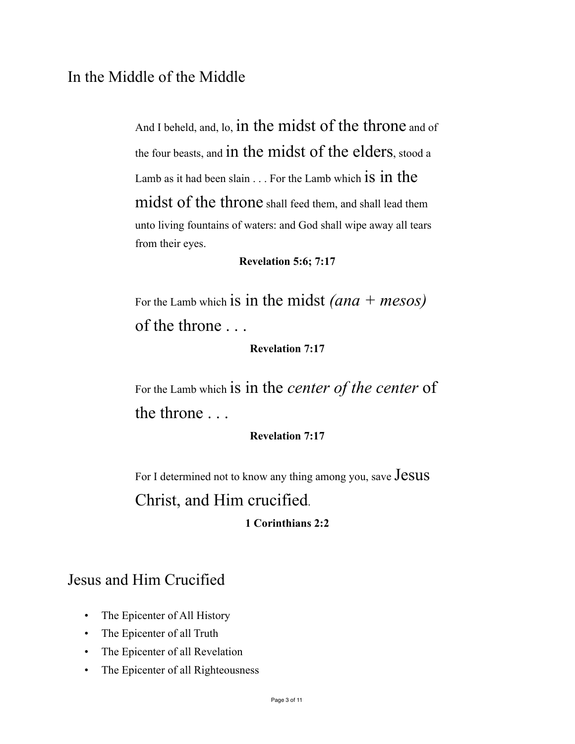## In the Middle of the Middle

> And I beheld, and, lo, in the midst of the throne and of the four beasts, and in the midst of the elders, stood a Lamb as it had been slain . . . For the Lamb which is in the midst of the throne shall feed them, and shall lead them unto living fountains of waters: and God shall wipe away all tears from their eyes.
>
> **Revelation 5:6; 7:17**

> For the Lamb which is in the midst *(ana + mesos)* of the throne . . .
>
> **Revelation 7:17**

> For the Lamb which is in the *center of the center* of the throne . . .
>
> **Revelation 7:17**

> For I determined not to know any thing among you, save Jesus Christ, and Him crucified.
>
> **1 Corinthians 2:2**

## Jesus and Him Crucified

- The Epicenter of All History
- The Epicenter of all Truth
- The Epicenter of all Revelation
- The Epicenter of all Righteousness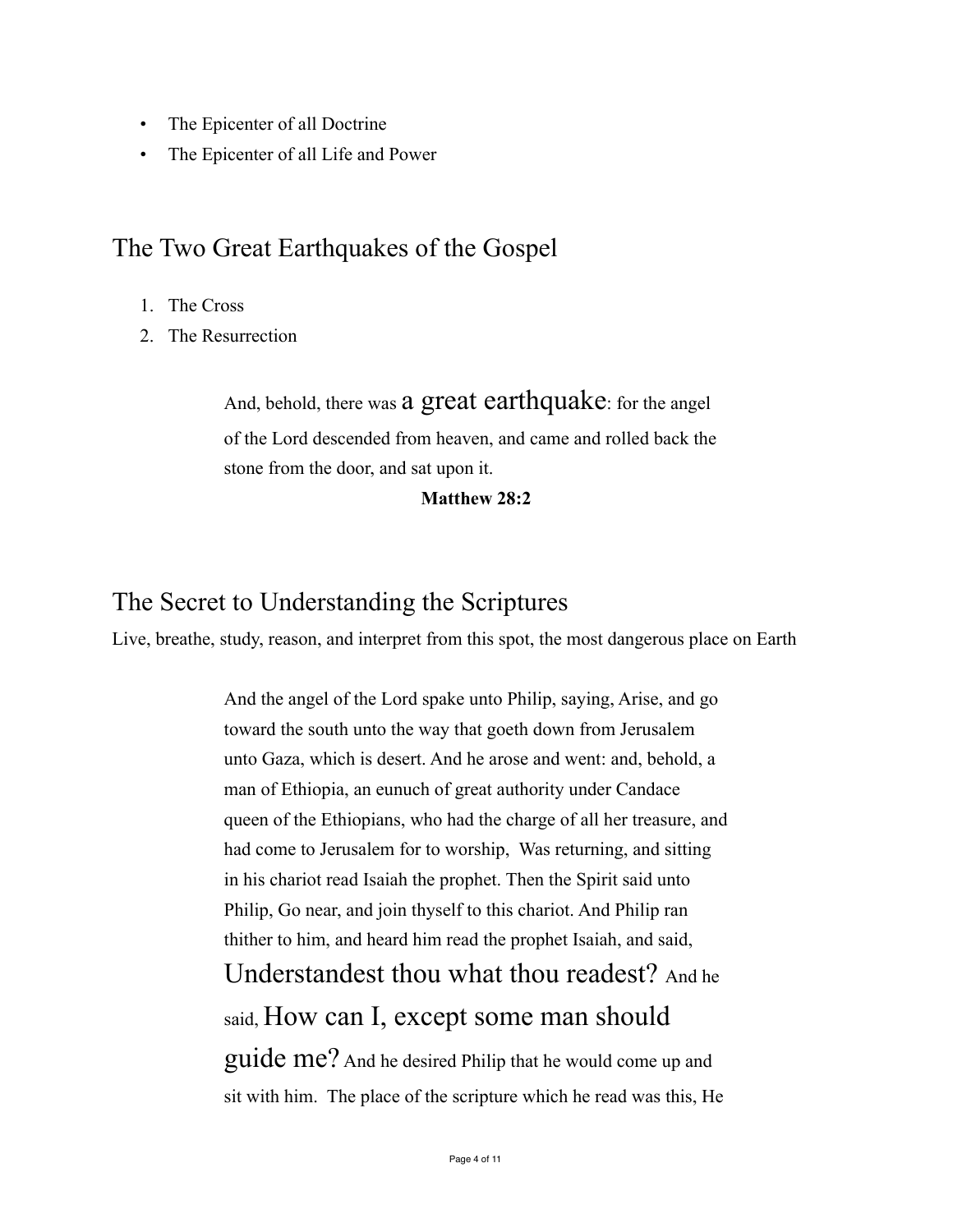- The Epicenter of all Doctrine
- The Epicenter of all Life and Power

## The Two Great Earthquakes of the Gospel

1. The Cross
2. The Resurrection

> And, behold, there was **a great earthquake**: for the angel of the Lord descended from heaven, and came and rolled back the stone from the door, and sat upon it.
>
> **Matthew 28:2**

## The Secret to Understanding the Scriptures

Live, breathe, study, reason, and interpret from this spot, the most dangerous place on Earth

> And the angel of the Lord spake unto Philip, saying, Arise, and go toward the south unto the way that goeth down from Jerusalem unto Gaza, which is desert. And he arose and went: and, behold, a man of Ethiopia, an eunuch of great authority under Candace queen of the Ethiopians, who had the charge of all her treasure, and had come to Jerusalem for to worship, Was returning, and sitting in his chariot read Isaiah the prophet. Then the Spirit said unto Philip, Go near, and join thyself to this chariot. And Philip ran thither to him, and heard him read the prophet Isaiah, and said, **Understandest thou what thou readest?** And he said, **How can I, except some man should guide me?** And he desired Philip that he would come up and sit with him. The place of the scripture which he read was this, He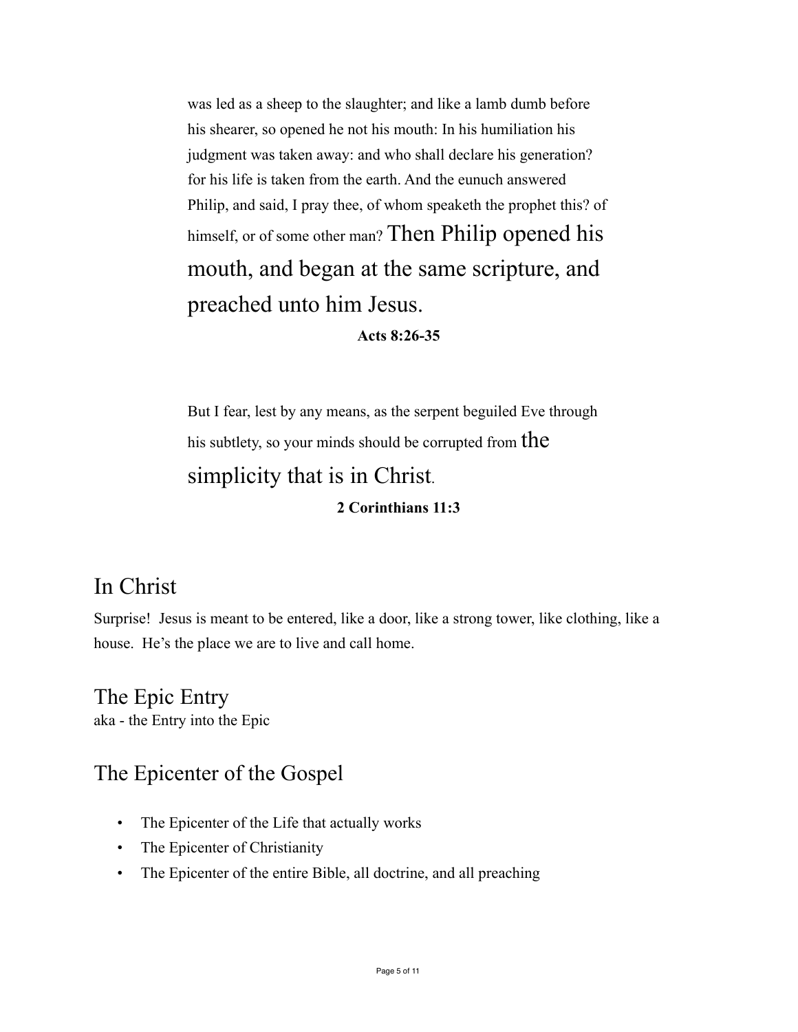was led as a sheep to the slaughter; and like a lamb dumb before his shearer, so opened he not his mouth: In his humiliation his judgment was taken away: and who shall declare his generation? for his life is taken from the earth. And the eunuch answered Philip, and said, I pray thee, of whom speaketh the prophet this? of himself, or of some other man? Then Philip opened his mouth, and began at the same scripture, and preached unto him Jesus.

**Acts 8:26-35**

But I fear, lest by any means, as the serpent beguiled Eve through his subtlety, so your minds should be corrupted from the simplicity that is in Christ.

**2 Corinthians 11:3**

## In Christ

Surprise! Jesus is meant to be entered, like a door, like a strong tower, like clothing, like a house. He's the place we are to live and call home.

## The Epic Entry

aka - the Entry into the Epic

## The Epicenter of the Gospel

- The Epicenter of the Life that actually works
- The Epicenter of Christianity
- The Epicenter of the entire Bible, all doctrine, and all preaching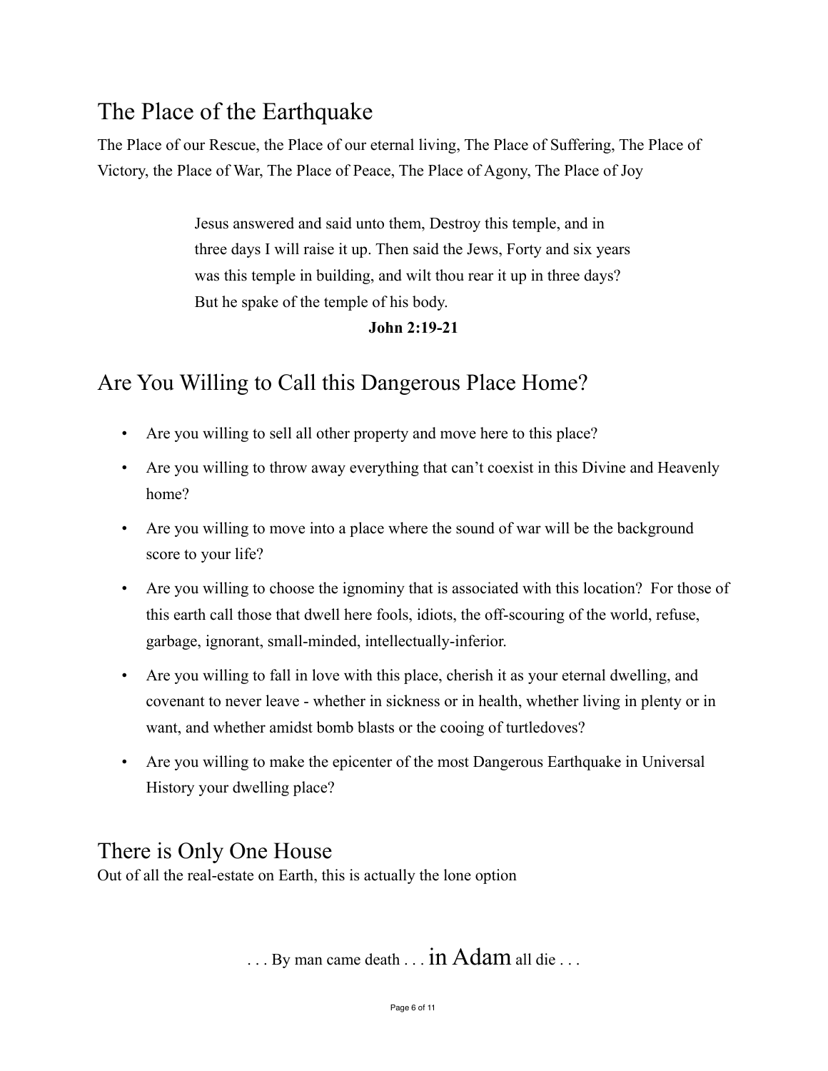## The Place of the Earthquake

The Place of our Rescue, the Place of our eternal living, The Place of Suffering, The Place of Victory, the Place of War, The Place of Peace, The Place of Agony, The Place of Joy

> Jesus answered and said unto them, Destroy this temple, and in three days I will raise it up. Then said the Jews, Forty and six years was this temple in building, and wilt thou rear it up in three days? But he spake of the temple of his body.
>
> **John 2:19-21**

## Are You Willing to Call this Dangerous Place Home?

- Are you willing to sell all other property and move here to this place?
- Are you willing to throw away everything that can't coexist in this Divine and Heavenly home?
- Are you willing to move into a place where the sound of war will be the background score to your life?
- Are you willing to choose the ignominy that is associated with this location? For those of this earth call those that dwell here fools, idiots, the off-scouring of the world, refuse, garbage, ignorant, small-minded, intellectually-inferior.
- Are you willing to fall in love with this place, cherish it as your eternal dwelling, and covenant to never leave - whether in sickness or in health, whether living in plenty or in want, and whether amidst bomb blasts or the cooing of turtledoves?
- Are you willing to make the epicenter of the most Dangerous Earthquake in Universal History your dwelling place?

## There is Only One House

Out of all the real-estate on Earth, this is actually the lone option

. . . By man came death . . . in Adam all die . . .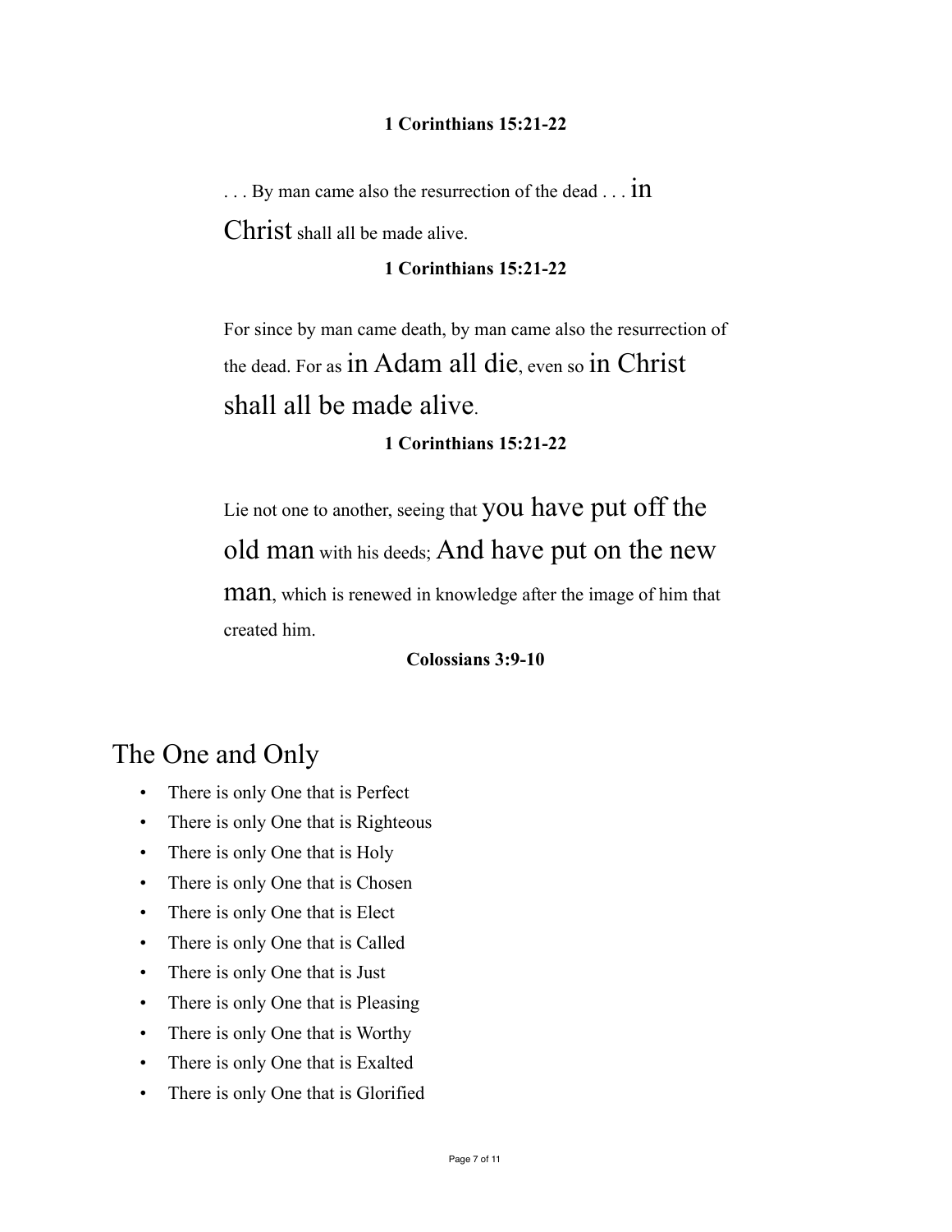**1 Corinthians 15:21-22**

. . . By man came also the resurrection of the dead . . . in Christ shall all be made alive.

**1 Corinthians 15:21-22**

For since by man came death, by man came also the resurrection of the dead. For as in Adam all die, even so in Christ shall all be made alive.

**1 Corinthians 15:21-22**

Lie not one to another, seeing that you have put off the old man with his deeds; And have put on the new man, which is renewed in knowledge after the image of him that created him.

**Colossians 3:9-10**

# The One and Only

- There is only One that is Perfect
- There is only One that is Righteous
- There is only One that is Holy
- There is only One that is Chosen
- There is only One that is Elect
- There is only One that is Called
- There is only One that is Just
- There is only One that is Pleasing
- There is only One that is Worthy
- There is only One that is Exalted
- There is only One that is Glorified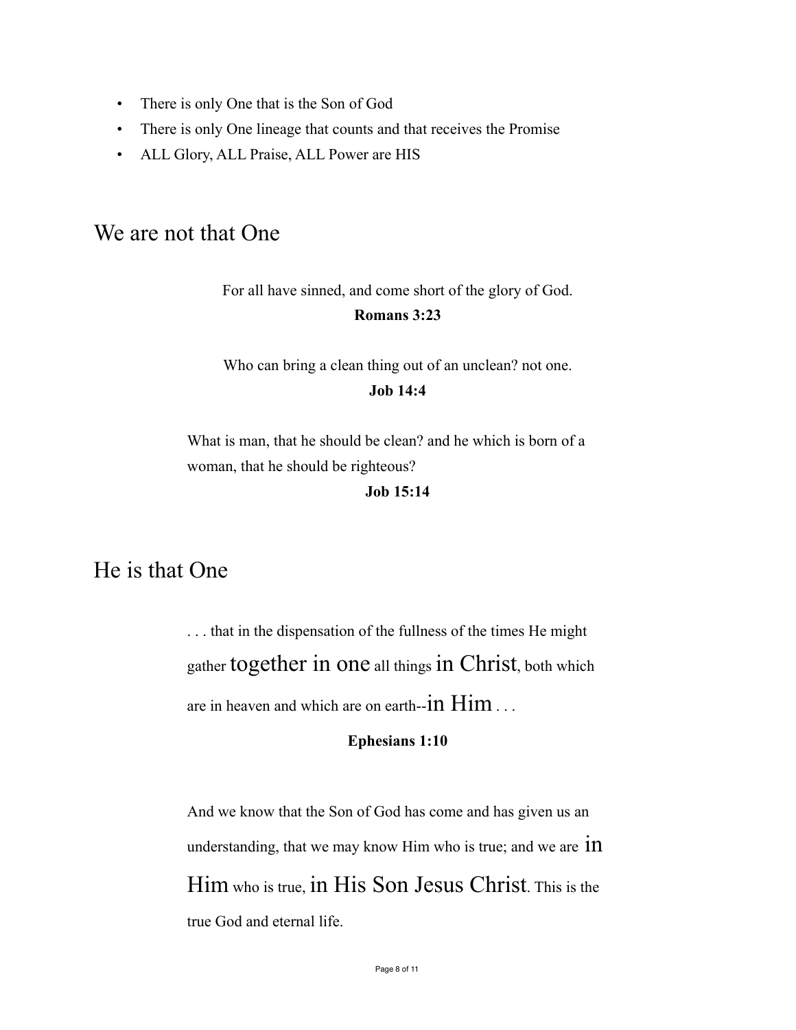- There is only One that is the Son of God
- There is only One lineage that counts and that receives the Promise
- ALL Glory, ALL Praise, ALL Power are HIS

## We are not that One

> For all have sinned, and come short of the glory of God.
>
> **Romans 3:23**

> Who can bring a clean thing out of an unclean? not one.
>
> **Job 14:4**

> What is man, that he should be clean? and he which is born of a woman, that he should be righteous?
>
> **Job 15:14**

## He is that One

> . . . that in the dispensation of the fullness of the times He might gather together in one all things in Christ, both which are in heaven and which are on earth--in Him . . .
>
> **Ephesians 1:10**

> And we know that the Son of God has come and has given us an understanding, that we may know Him who is true; and we are in Him who is true, in His Son Jesus Christ. This is the true God and eternal life.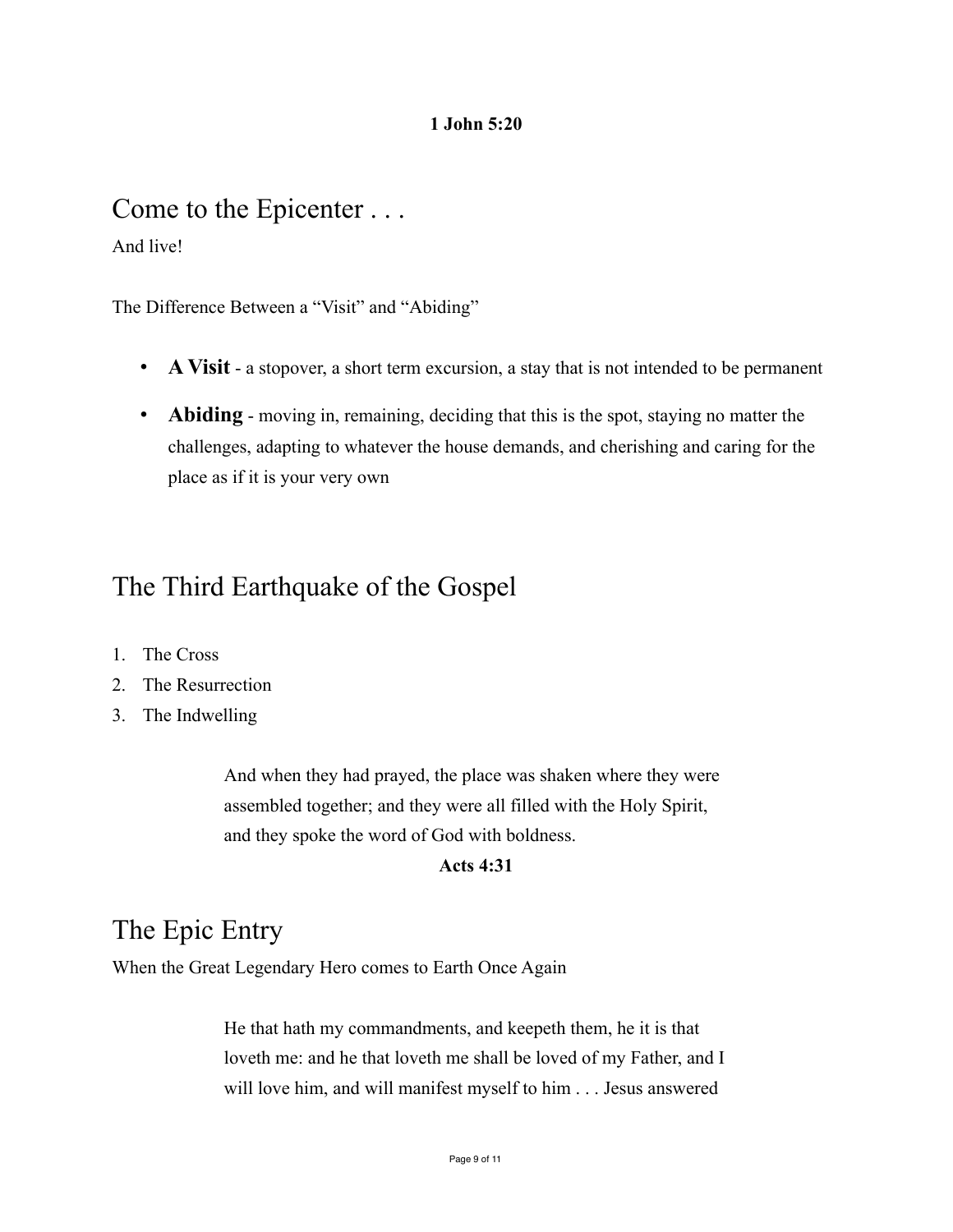**1 John 5:20**

## Come to the Epicenter . . .

And live!

The Difference Between a "Visit" and "Abiding"

- **A Visit** - a stopover, a short term excursion, a stay that is not intended to be permanent
- **Abiding** - moving in, remaining, deciding that this is the spot, staying no matter the challenges, adapting to whatever the house demands, and cherishing and caring for the place as if it is your very own

## The Third Earthquake of the Gospel

1. The Cross
2. The Resurrection
3. The Indwelling

> And when they had prayed, the place was shaken where they were assembled together; and they were all filled with the Holy Spirit, and they spoke the word of God with boldness.
>
> **Acts 4:31**

## The Epic Entry

When the Great Legendary Hero comes to Earth Once Again

> He that hath my commandments, and keepeth them, he it is that loveth me: and he that loveth me shall be loved of my Father, and I will love him, and will manifest myself to him . . . Jesus answered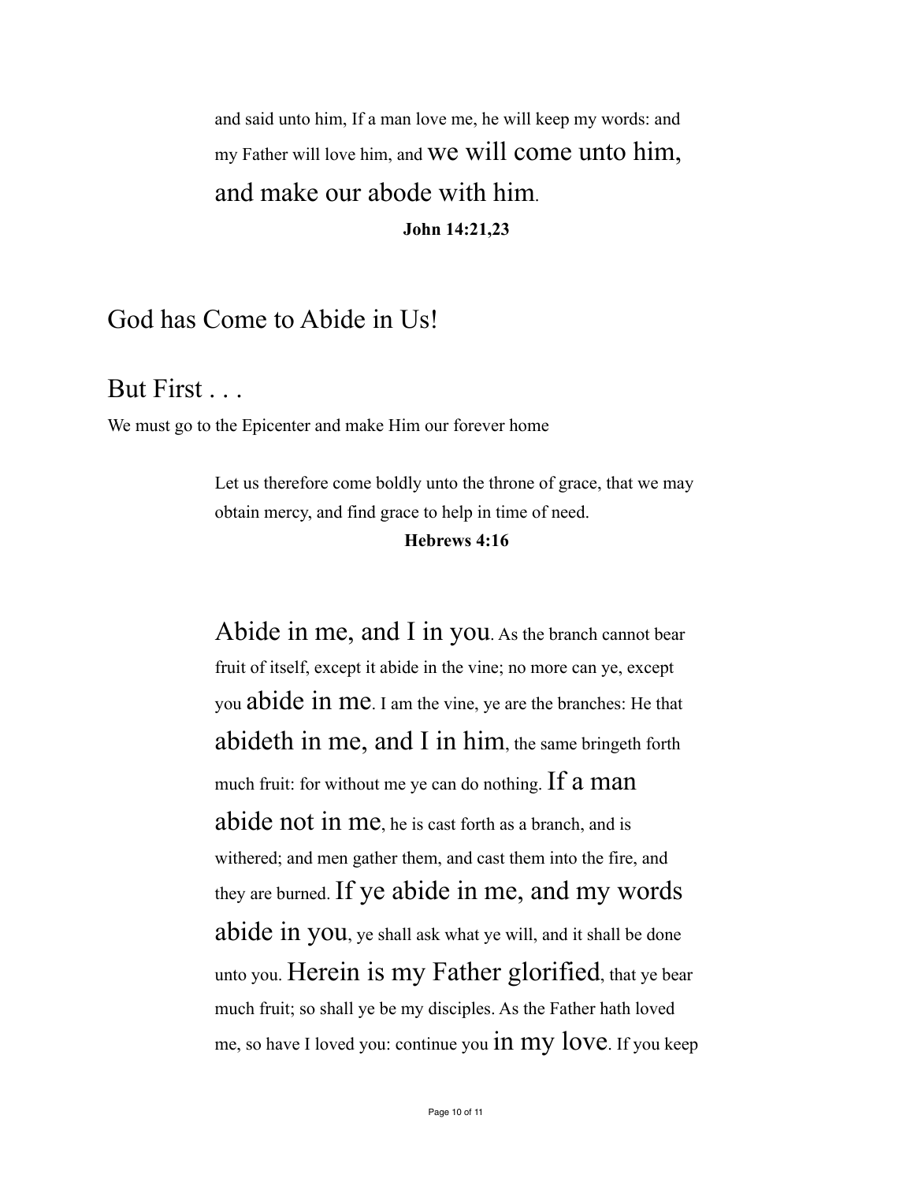> and said unto him, If a man love me, he will keep my words: and my Father will love him, and **we will come unto him, and make our abode with him**.
>
> **John 14:21,23**

## God has Come to Abide in Us!

## But First . . .

We must go to the Epicenter and make Him our forever home

> Let us therefore come boldly unto the throne of grace, that we may obtain mercy, and find grace to help in time of need.
>
> **Hebrews 4:16**

> **Abide in me, and I in you**. As the branch cannot bear fruit of itself, except it abide in the vine; no more can ye, except you **abide in me**. I am the vine, ye are the branches: He that **abideth in me, and I in him**, the same bringeth forth much fruit: for without me ye can do nothing. **If a man abide not in me**, he is cast forth as a branch, and is withered; and men gather them, and cast them into the fire, and they are burned. **If ye abide in me, and my words abide in you**, ye shall ask what ye will, and it shall be done unto you. **Herein is my Father glorified**, that ye bear much fruit; so shall ye be my disciples. As the Father hath loved me, so have I loved you: continue you **in my love**. If you keep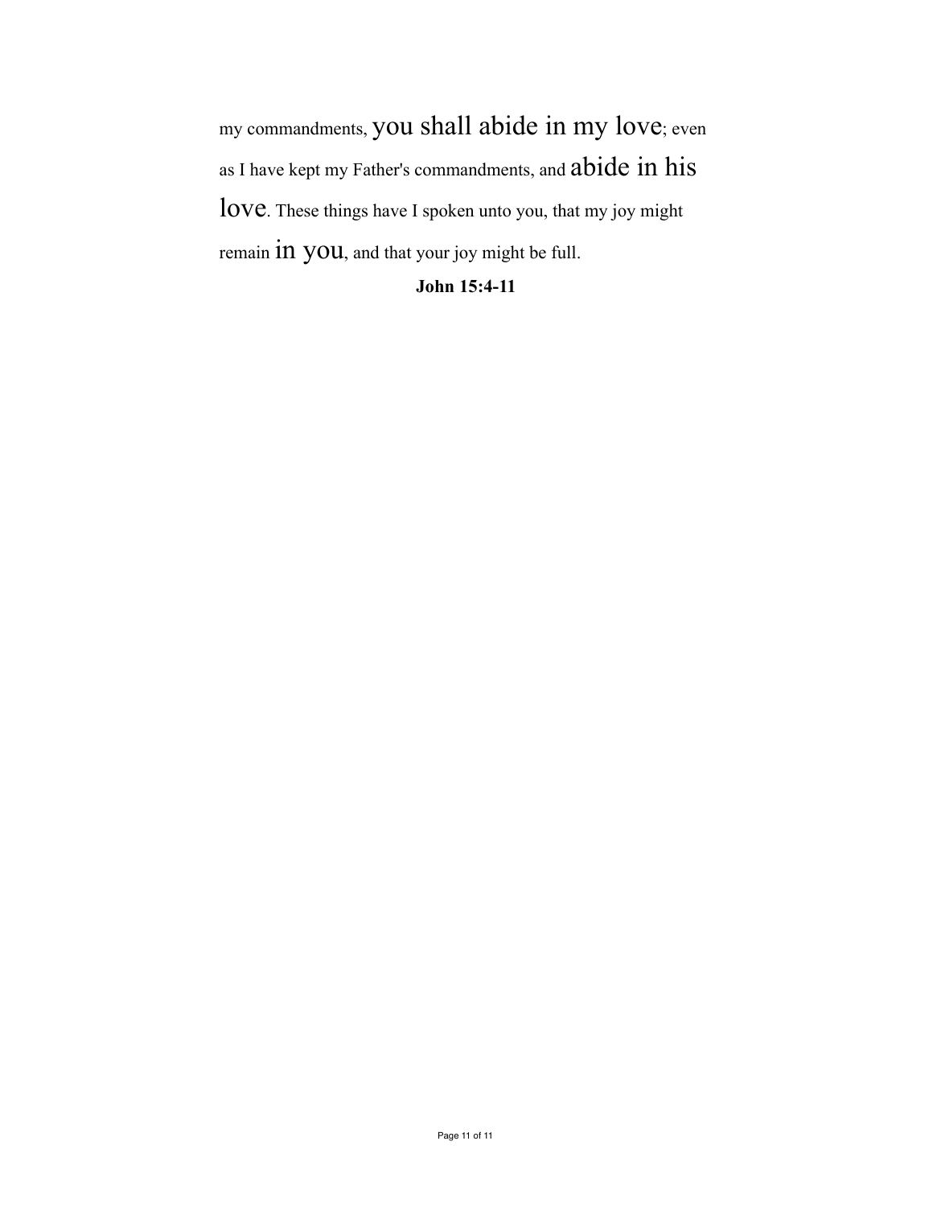my commandments, you shall abide in my love; even as I have kept my Father's commandments, and abide in his love. These things have I spoken unto you, that my joy might remain in you, and that your joy might be full.

**John 15:4-11**